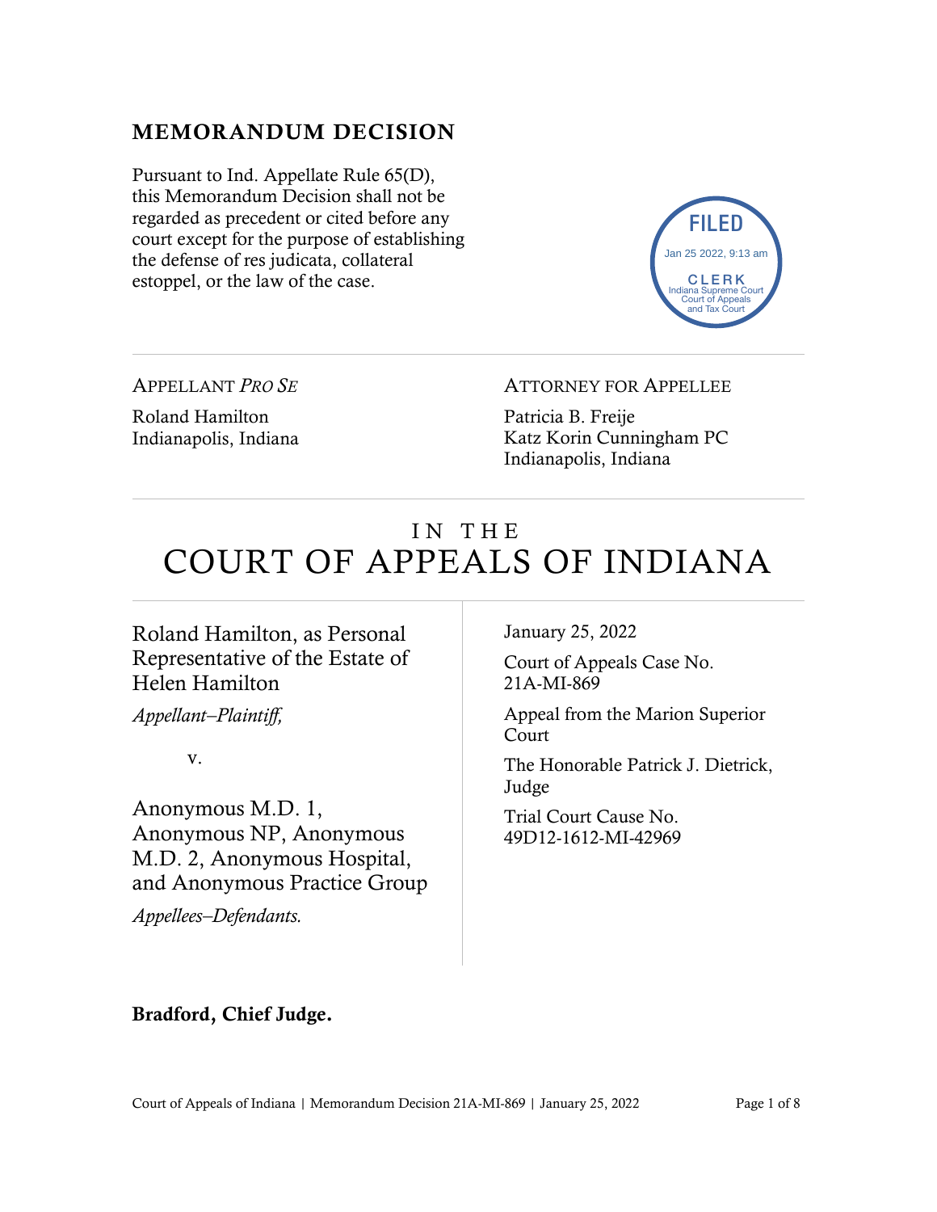## MEMORANDUM DECISION

Pursuant to Ind. Appellate Rule 65(D), this Memorandum Decision shall not be regarded as precedent or cited before any court except for the purpose of establishing the defense of res judicata, collateral estoppel, or the law of the case.

FILED
Jan 25 2022, 9:13 am
CLERK
Indiana Supreme Court
Court of Appeals
and Tax Court

---

APPELLANT *PRO SE*

Roland Hamilton
Indianapolis, Indiana

ATTORNEY FOR APPELLEE

Patricia B. Freije
Katz Korin Cunningham PC
Indianapolis, Indiana

---

# IN THE COURT OF APPEALS OF INDIANA

Roland Hamilton, as Personal Representative of the Estate of Helen Hamilton

*Appellant–Plaintiff,*

v.

Anonymous M.D. 1, Anonymous NP, Anonymous M.D. 2, Anonymous Hospital, and Anonymous Practice Group

*Appellees–Defendants.*

January 25, 2022

Court of Appeals Case No. 21A-MI-869

Appeal from the Marion Superior Court

The Honorable Patrick J. Dietrick, Judge

Trial Court Cause No. 49D12-1612-MI-42969

**Bradford, Chief Judge.**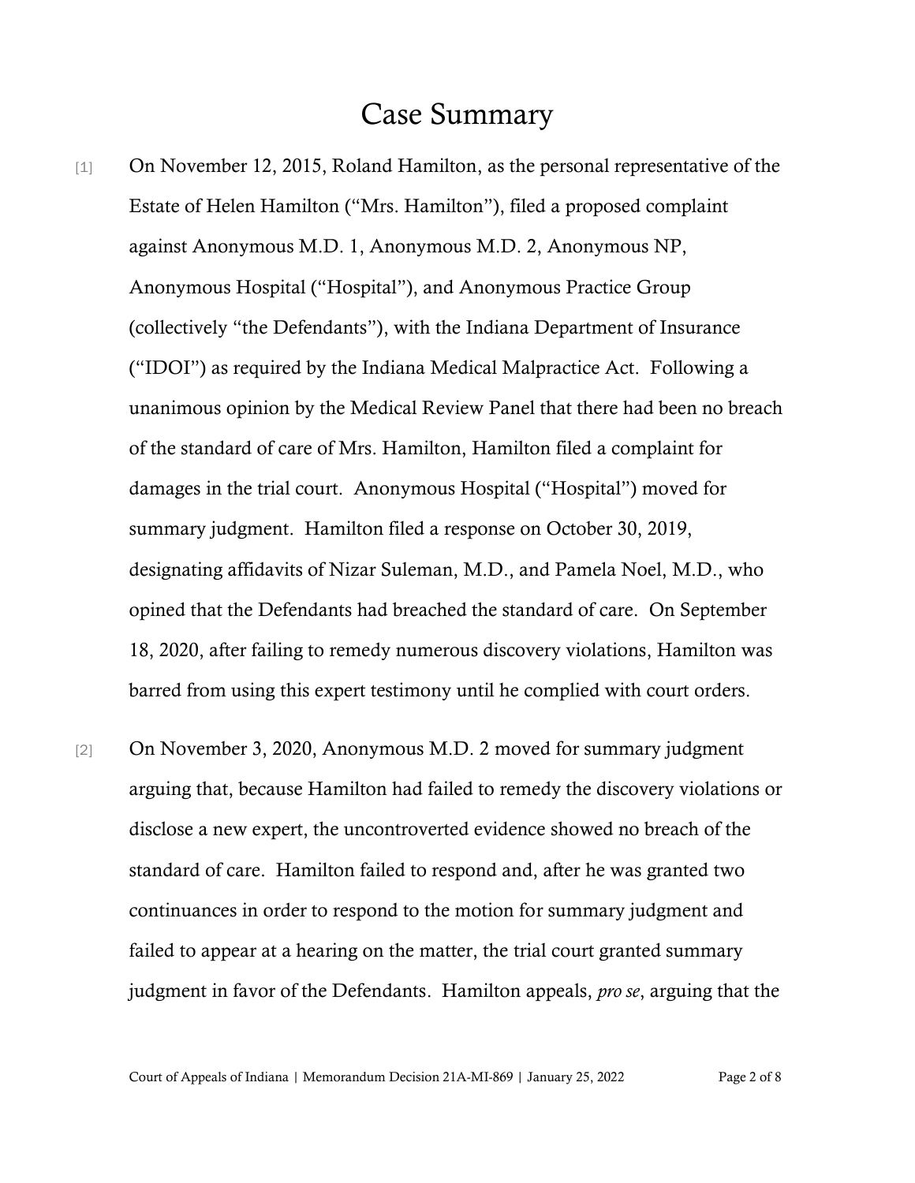# Case Summary

[1] On November 12, 2015, Roland Hamilton, as the personal representative of the Estate of Helen Hamilton ("Mrs. Hamilton"), filed a proposed complaint against Anonymous M.D. 1, Anonymous M.D. 2, Anonymous NP, Anonymous Hospital ("Hospital"), and Anonymous Practice Group (collectively "the Defendants"), with the Indiana Department of Insurance ("IDOI") as required by the Indiana Medical Malpractice Act. Following a unanimous opinion by the Medical Review Panel that there had been no breach of the standard of care of Mrs. Hamilton, Hamilton filed a complaint for damages in the trial court. Anonymous Hospital ("Hospital") moved for summary judgment. Hamilton filed a response on October 30, 2019, designating affidavits of Nizar Suleman, M.D., and Pamela Noel, M.D., who opined that the Defendants had breached the standard of care. On September 18, 2020, after failing to remedy numerous discovery violations, Hamilton was barred from using this expert testimony until he complied with court orders.

[2] On November 3, 2020, Anonymous M.D. 2 moved for summary judgment arguing that, because Hamilton had failed to remedy the discovery violations or disclose a new expert, the uncontroverted evidence showed no breach of the standard of care. Hamilton failed to respond and, after he was granted two continuances in order to respond to the motion for summary judgment and failed to appear at a hearing on the matter, the trial court granted summary judgment in favor of the Defendants. Hamilton appeals, *pro se*, arguing that the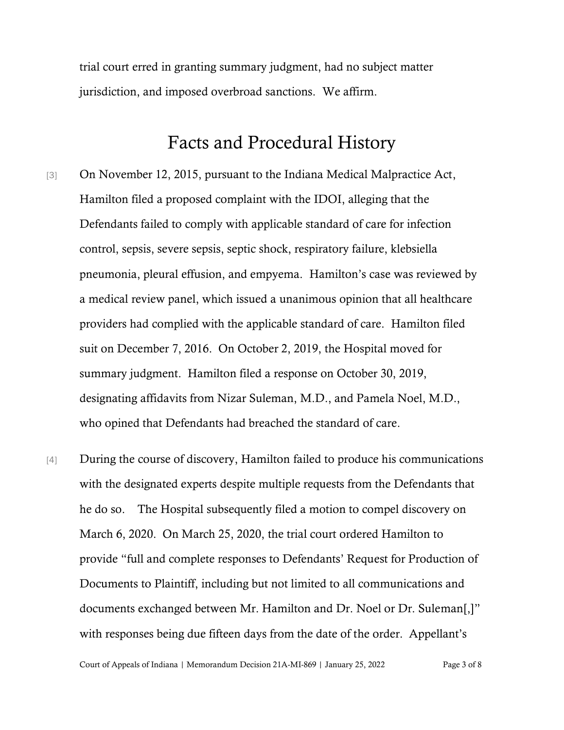trial court erred in granting summary judgment, had no subject matter jurisdiction, and imposed overbroad sanctions. We affirm.

# Facts and Procedural History

[3] On November 12, 2015, pursuant to the Indiana Medical Malpractice Act, Hamilton filed a proposed complaint with the IDOI, alleging that the Defendants failed to comply with applicable standard of care for infection control, sepsis, severe sepsis, septic shock, respiratory failure, klebsiella pneumonia, pleural effusion, and empyema. Hamilton's case was reviewed by a medical review panel, which issued a unanimous opinion that all healthcare providers had complied with the applicable standard of care. Hamilton filed suit on December 7, 2016. On October 2, 2019, the Hospital moved for summary judgment. Hamilton filed a response on October 30, 2019, designating affidavits from Nizar Suleman, M.D., and Pamela Noel, M.D., who opined that Defendants had breached the standard of care.

[4] During the course of discovery, Hamilton failed to produce his communications with the designated experts despite multiple requests from the Defendants that he do so. The Hospital subsequently filed a motion to compel discovery on March 6, 2020. On March 25, 2020, the trial court ordered Hamilton to provide "full and complete responses to Defendants' Request for Production of Documents to Plaintiff, including but not limited to all communications and documents exchanged between Mr. Hamilton and Dr. Noel or Dr. Suleman[,]" with responses being due fifteen days from the date of the order. Appellant's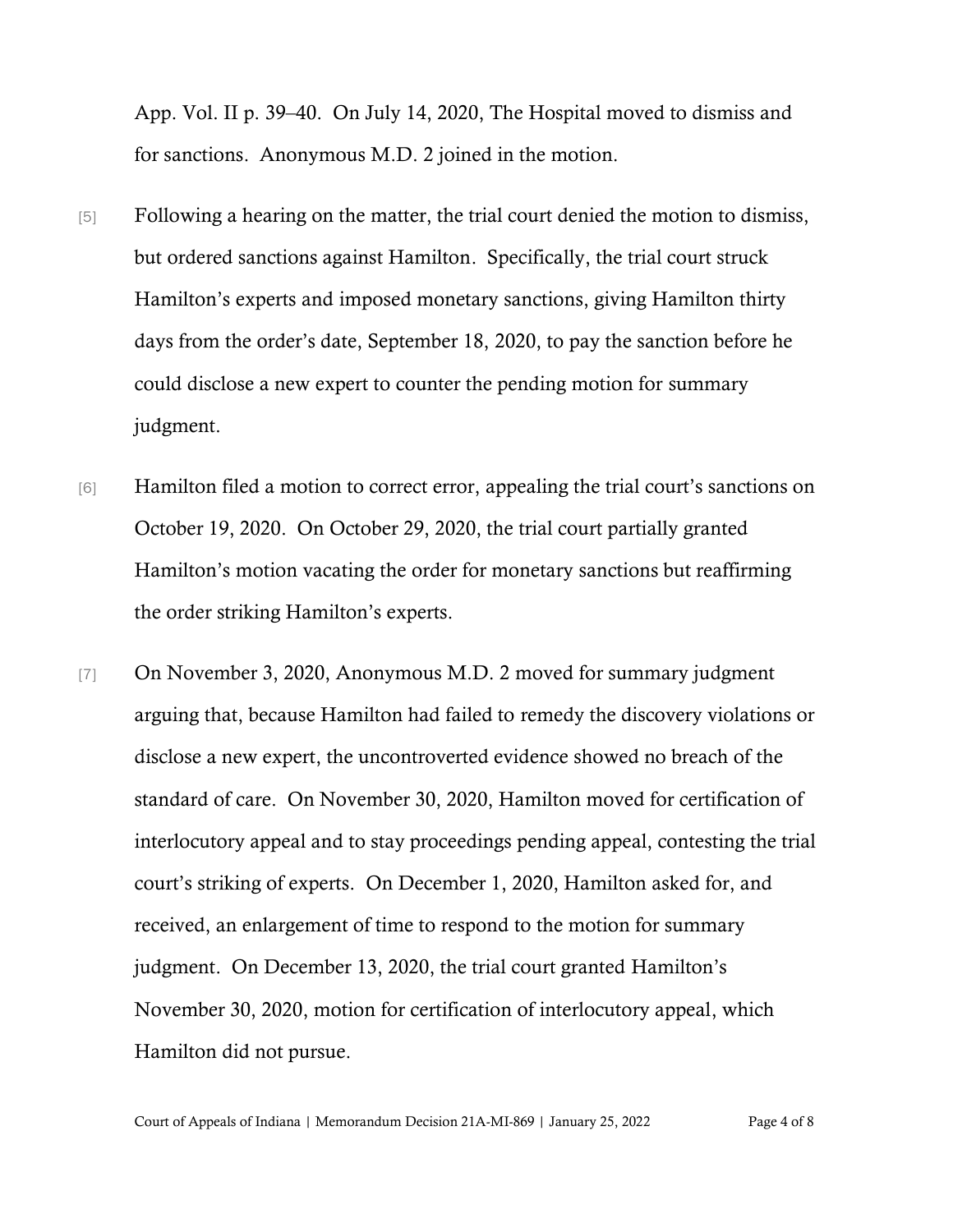App. Vol. II p. 39–40. On July 14, 2020, The Hospital moved to dismiss and for sanctions. Anonymous M.D. 2 joined in the motion.

[5] Following a hearing on the matter, the trial court denied the motion to dismiss, but ordered sanctions against Hamilton. Specifically, the trial court struck Hamilton's experts and imposed monetary sanctions, giving Hamilton thirty days from the order's date, September 18, 2020, to pay the sanction before he could disclose a new expert to counter the pending motion for summary judgment.

[6] Hamilton filed a motion to correct error, appealing the trial court's sanctions on October 19, 2020. On October 29, 2020, the trial court partially granted Hamilton's motion vacating the order for monetary sanctions but reaffirming the order striking Hamilton's experts.

[7] On November 3, 2020, Anonymous M.D. 2 moved for summary judgment arguing that, because Hamilton had failed to remedy the discovery violations or disclose a new expert, the uncontroverted evidence showed no breach of the standard of care. On November 30, 2020, Hamilton moved for certification of interlocutory appeal and to stay proceedings pending appeal, contesting the trial court's striking of experts. On December 1, 2020, Hamilton asked for, and received, an enlargement of time to respond to the motion for summary judgment. On December 13, 2020, the trial court granted Hamilton's November 30, 2020, motion for certification of interlocutory appeal, which Hamilton did not pursue.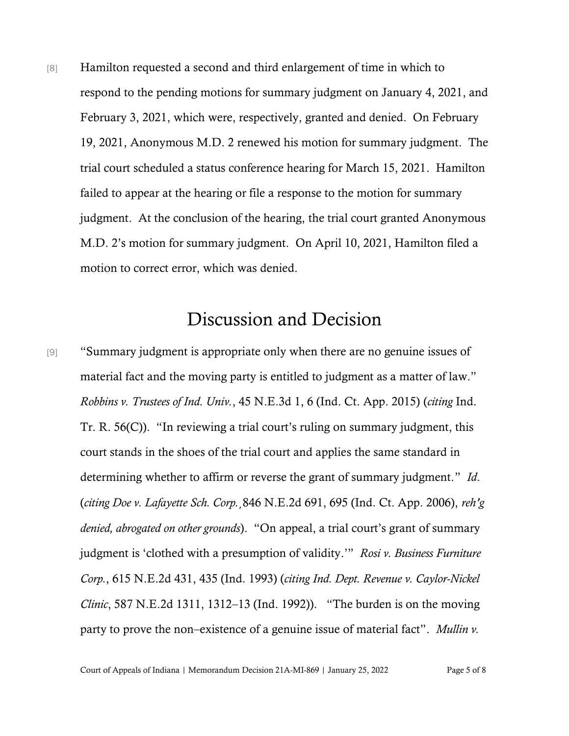[8] Hamilton requested a second and third enlargement of time in which to respond to the pending motions for summary judgment on January 4, 2021, and February 3, 2021, which were, respectively, granted and denied. On February 19, 2021, Anonymous M.D. 2 renewed his motion for summary judgment. The trial court scheduled a status conference hearing for March 15, 2021. Hamilton failed to appear at the hearing or file a response to the motion for summary judgment. At the conclusion of the hearing, the trial court granted Anonymous M.D. 2's motion for summary judgment. On April 10, 2021, Hamilton filed a motion to correct error, which was denied.

# Discussion and Decision

[9] "Summary judgment is appropriate only when there are no genuine issues of material fact and the moving party is entitled to judgment as a matter of law." *Robbins v. Trustees of Ind. Univ.*, 45 N.E.3d 1, 6 (Ind. Ct. App. 2015) (*citing* Ind. Tr. R. 56(C)). "In reviewing a trial court's ruling on summary judgment, this court stands in the shoes of the trial court and applies the same standard in determining whether to affirm or reverse the grant of summary judgment." *Id*. (*citing Doe v. Lafayette Sch. Corp.*, 846 N.E.2d 691, 695 (Ind. Ct. App. 2006), *reh'g denied, abrogated on other grounds*). "On appeal, a trial court's grant of summary judgment is 'clothed with a presumption of validity.'" *Rosi v. Business Furniture Corp.*, 615 N.E.2d 431, 435 (Ind. 1993) (*citing Ind. Dept. Revenue v. Caylor-Nickel Clinic*, 587 N.E.2d 1311, 1312–13 (Ind. 1992)). "The burden is on the moving party to prove the non–existence of a genuine issue of material fact". *Mullin v.*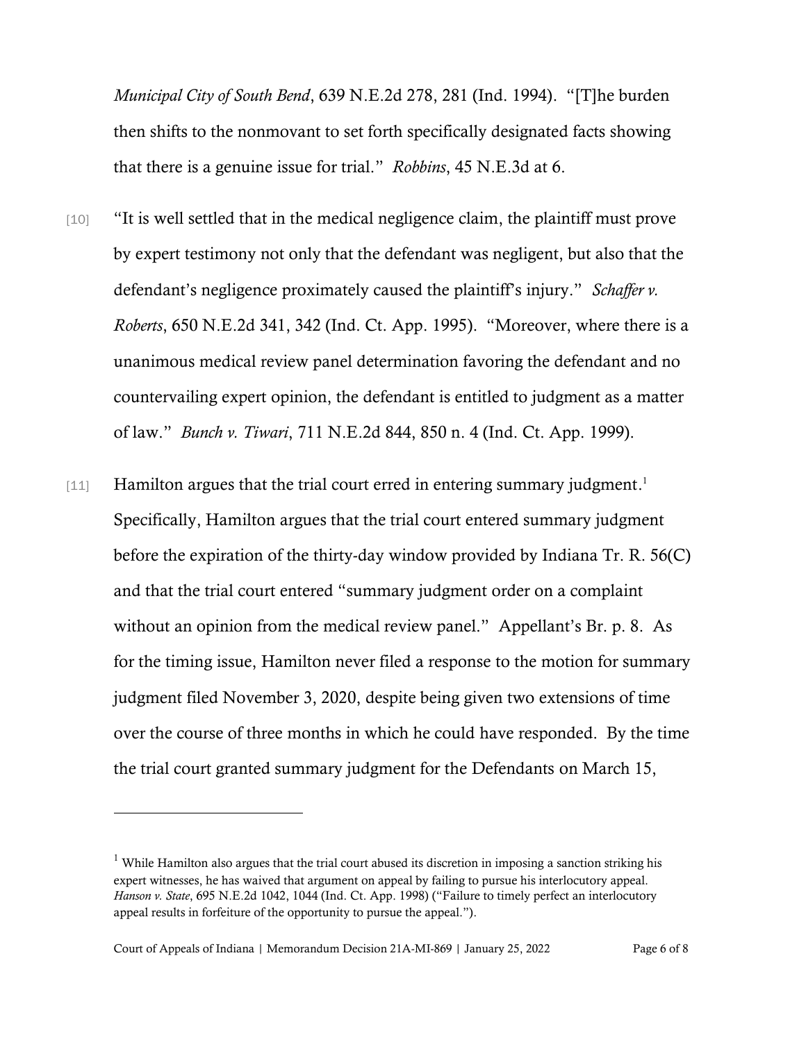*Municipal City of South Bend*, 639 N.E.2d 278, 281 (Ind. 1994). "[T]he burden then shifts to the nonmovant to set forth specifically designated facts showing that there is a genuine issue for trial." *Robbins*, 45 N.E.3d at 6.

[10] "It is well settled that in the medical negligence claim, the plaintiff must prove by expert testimony not only that the defendant was negligent, but also that the defendant's negligence proximately caused the plaintiff's injury." *Schaffer v. Roberts*, 650 N.E.2d 341, 342 (Ind. Ct. App. 1995). "Moreover, where there is a unanimous medical review panel determination favoring the defendant and no countervailing expert opinion, the defendant is entitled to judgment as a matter of law." *Bunch v. Tiwari*, 711 N.E.2d 844, 850 n. 4 (Ind. Ct. App. 1999).

[11] Hamilton argues that the trial court erred in entering summary judgment.[1] Specifically, Hamilton argues that the trial court entered summary judgment before the expiration of the thirty-day window provided by Indiana Tr. R. 56(C) and that the trial court entered "summary judgment order on a complaint without an opinion from the medical review panel." Appellant's Br. p. 8. As for the timing issue, Hamilton never filed a response to the motion for summary judgment filed November 3, 2020, despite being given two extensions of time over the course of three months in which he could have responded. By the time the trial court granted summary judgment for the Defendants on March 15,

---

[1] While Hamilton also argues that the trial court abused its discretion in imposing a sanction striking his expert witnesses, he has waived that argument on appeal by failing to pursue his interlocutory appeal. *Hanson v. State*, 695 N.E.2d 1042, 1044 (Ind. Ct. App. 1998) ("Failure to timely perfect an interlocutory appeal results in forfeiture of the opportunity to pursue the appeal.").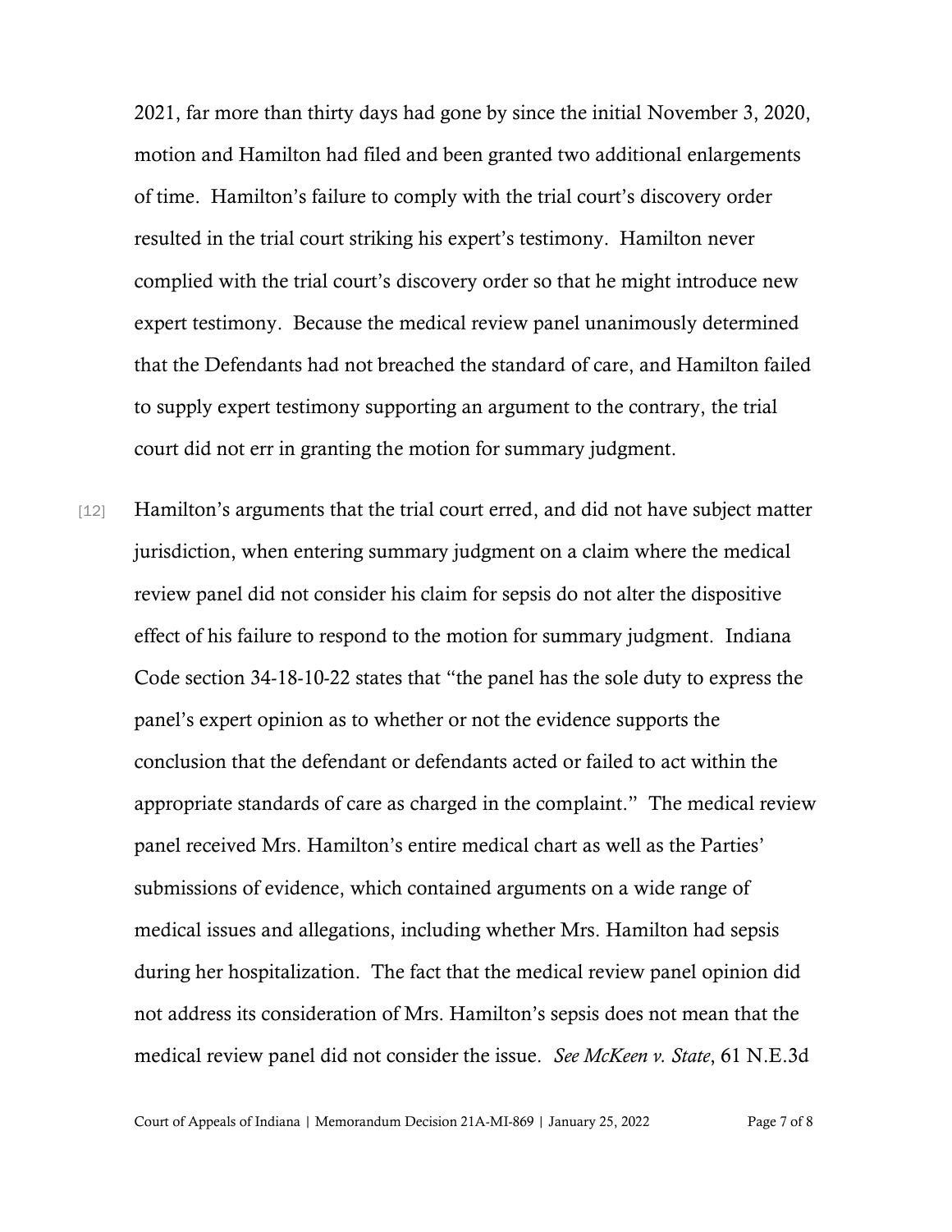2021, far more than thirty days had gone by since the initial November 3, 2020, motion and Hamilton had filed and been granted two additional enlargements of time. Hamilton's failure to comply with the trial court's discovery order resulted in the trial court striking his expert's testimony. Hamilton never complied with the trial court's discovery order so that he might introduce new expert testimony. Because the medical review panel unanimously determined that the Defendants had not breached the standard of care, and Hamilton failed to supply expert testimony supporting an argument to the contrary, the trial court did not err in granting the motion for summary judgment.

[12] Hamilton's arguments that the trial court erred, and did not have subject matter jurisdiction, when entering summary judgment on a claim where the medical review panel did not consider his claim for sepsis do not alter the dispositive effect of his failure to respond to the motion for summary judgment. Indiana Code section 34-18-10-22 states that "the panel has the sole duty to express the panel's expert opinion as to whether or not the evidence supports the conclusion that the defendant or defendants acted or failed to act within the appropriate standards of care as charged in the complaint." The medical review panel received Mrs. Hamilton's entire medical chart as well as the Parties' submissions of evidence, which contained arguments on a wide range of medical issues and allegations, including whether Mrs. Hamilton had sepsis during her hospitalization. The fact that the medical review panel opinion did not address its consideration of Mrs. Hamilton's sepsis does not mean that the medical review panel did not consider the issue. *See McKeen v. State*, 61 N.E.3d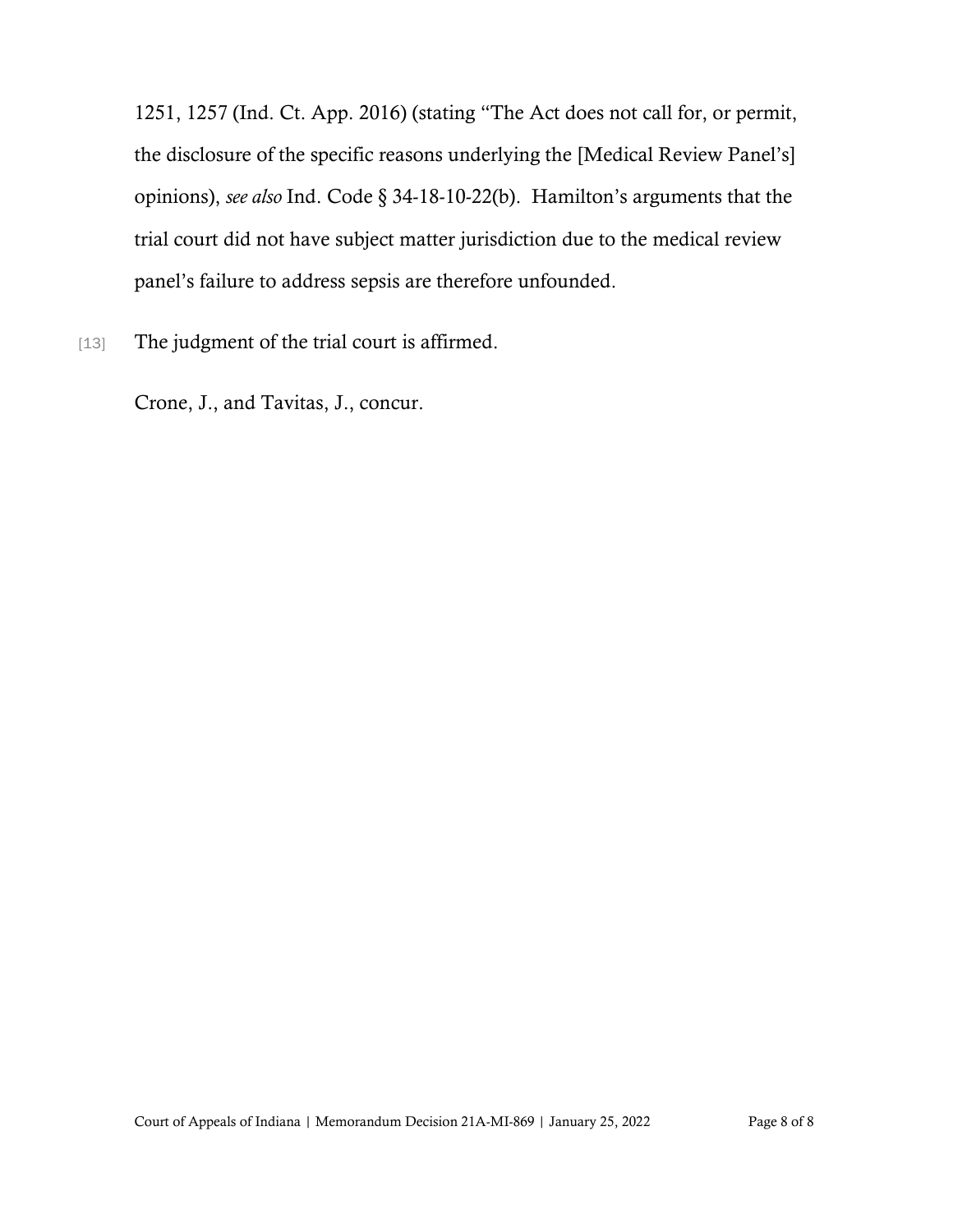1251, 1257 (Ind. Ct. App. 2016) (stating "The Act does not call for, or permit, the disclosure of the specific reasons underlying the [Medical Review Panel's] opinions), *see also* Ind. Code § 34-18-10-22(b). Hamilton's arguments that the trial court did not have subject matter jurisdiction due to the medical review panel's failure to address sepsis are therefore unfounded.

[13] The judgment of the trial court is affirmed.

Crone, J., and Tavitas, J., concur.